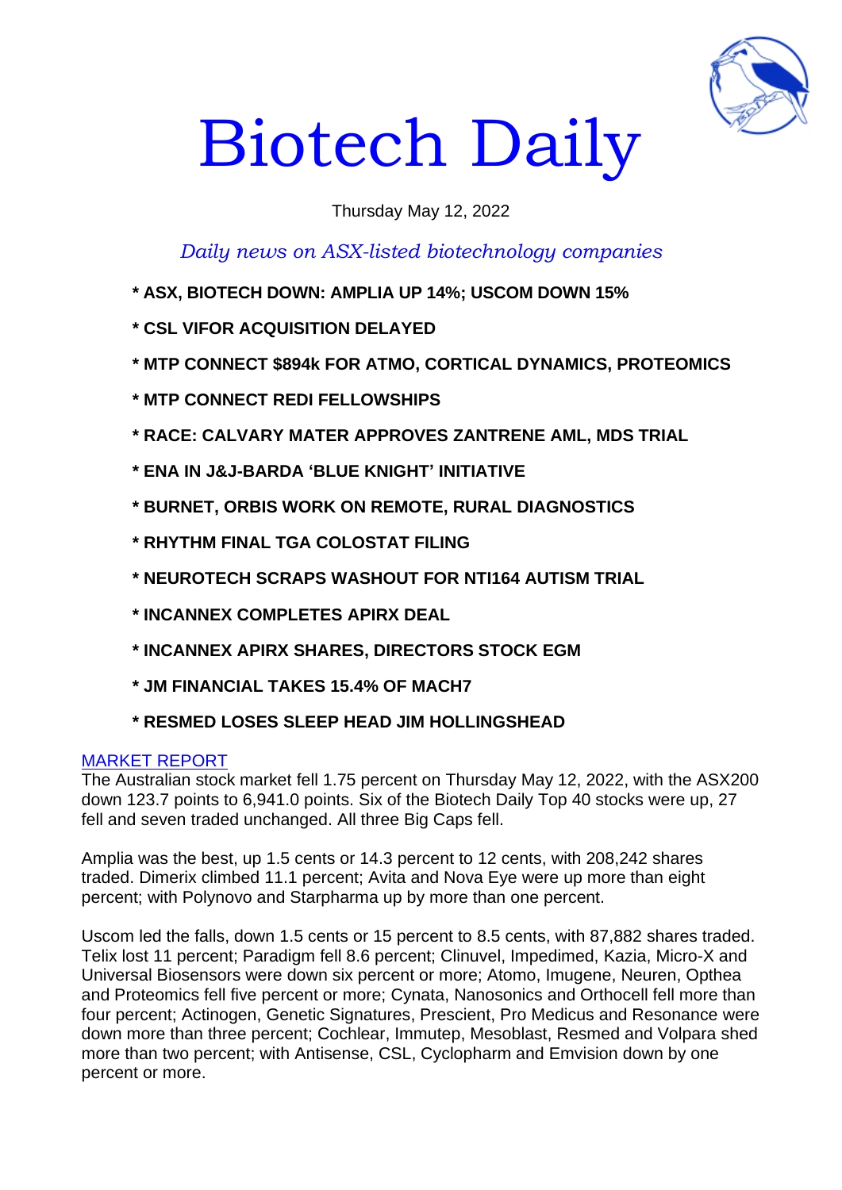# Biotech Daily

Thursday May 12, 2022

*Daily news on ASX-listed biotechnology companies*

- **ASX, BIOTECH DOWN: AMPLIA UP 14%; USCOM DOWN 15%**
- **CSL VIFOR ACQUISITION DELAYED**
- **MTP CONNECT $894k FOR ATMO, CORTICAL DYNAMICS, PROTEOMICS**
- **MTP CONNECT REDI FELLOWSHIPS**
- **RACE: CALVARY MATER APPROVES ZANTRENE AML, MDS TRIAL**
- **ENA IN J&J-BARDA 'BLUE KNIGHT' INITIATIVE**
- **BURNET, ORBIS WORK ON REMOTE, RURAL DIAGNOSTICS**
- **RHYTHM FINAL TGA COLOSTAT FILING**
- **NEUROTECH SCRAPS WASHOUT FOR NTI164 AUTISM TRIAL**
- **INCANNEX COMPLETES APIRX DEAL**
- **INCANNEX APIRX SHARES, DIRECTORS STOCK EGM**
- **JM FINANCIAL TAKES 15.4% OF MACH7**
- **RESMED LOSES SLEEP HEAD JIM HOLLINGSHEAD**

MARKET REPORT

The Australian stock market fell 1.75 percent on Thursday May 12, 2022, with the ASX200 down 123.7 points to 6,941.0 points. Six of the Biotech Daily Top 40 stocks were up, 27 fell and seven traded unchanged. All three Big Caps fell.

Amplia was the best, up 1.5 cents or 14.3 percent to 12 cents, with 208,242 shares traded. Dimerix climbed 11.1 percent; Avita and Nova Eye were up more than eight percent; with Polynovo and Starpharma up by more than one percent.

Uscom led the falls, down 1.5 cents or 15 percent to 8.5 cents, with 87,882 shares traded. Telix lost 11 percent; Paradigm fell 8.6 percent; Clinuvel, Impedimed, Kazia, Micro-X and Universal Biosensors were down six percent or more; Atomo, Imugene, Neuren, Opthea and Proteomics fell five percent or more; Cynata, Nanosonics and Orthocell fell more than four percent; Actinogen, Genetic Signatures, Prescient, Pro Medicus and Resonance were down more than three percent; Cochlear, Immutep, Mesoblast, Resmed and Volpara shed more than two percent; with Antisense, CSL, Cyclopharm and Emvision down by one percent or more.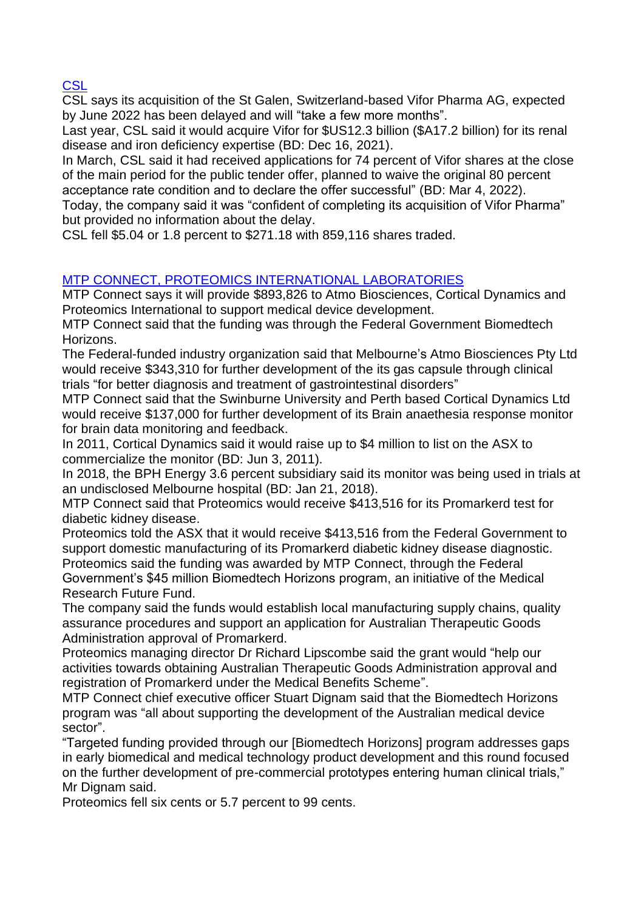## [CSL]()

CSL says its acquisition of the St Galen, Switzerland-based Vifor Pharma AG, expected by June 2022 has been delayed and will "take a few more months".

Last year, CSL said it would acquire Vifor for $US12.3 billion ($A17.2 billion) for its renal disease and iron deficiency expertise (BD: Dec 16, 2021).

In March, CSL said it had received applications for 74 percent of Vifor shares at the close of the main period for the public tender offer, planned to waive the original 80 percent acceptance rate condition and to declare the offer successful" (BD: Mar 4, 2022).

Today, the company said it was "confident of completing its acquisition of Vifor Pharma" but provided no information about the delay.

CSL fell $5.04 or 1.8 percent to $271.18 with 859,116 shares traded.

## [MTP CONNECT, PROTEOMICS INTERNATIONAL LABORATORIES]()

MTP Connect says it will provide $893,826 to Atmo Biosciences, Cortical Dynamics and Proteomics International to support medical device development.

MTP Connect said that the funding was through the Federal Government Biomedtech Horizons.

The Federal-funded industry organization said that Melbourne's Atmo Biosciences Pty Ltd would receive $343,310 for further development of the its gas capsule through clinical trials "for better diagnosis and treatment of gastrointestinal disorders"

MTP Connect said that the Swinburne University and Perth based Cortical Dynamics Ltd would receive $137,000 for further development of its Brain anaethesia response monitor for brain data monitoring and feedback.

In 2011, Cortical Dynamics said it would raise up to $4 million to list on the ASX to commercialize the monitor (BD: Jun 3, 2011).

In 2018, the BPH Energy 3.6 percent subsidiary said its monitor was being used in trials at an undisclosed Melbourne hospital (BD: Jan 21, 2018).

MTP Connect said that Proteomics would receive $413,516 for its Promarkerd test for diabetic kidney disease.

Proteomics told the ASX that it would receive $413,516 from the Federal Government to support domestic manufacturing of its Promarkerd diabetic kidney disease diagnostic.

Proteomics said the funding was awarded by MTP Connect, through the Federal Government's $45 million Biomedtech Horizons program, an initiative of the Medical Research Future Fund.

The company said the funds would establish local manufacturing supply chains, quality assurance procedures and support an application for Australian Therapeutic Goods Administration approval of Promarkerd.

Proteomics managing director Dr Richard Lipscombe said the grant would "help our activities towards obtaining Australian Therapeutic Goods Administration approval and registration of Promarkerd under the Medical Benefits Scheme".

MTP Connect chief executive officer Stuart Dignam said that the Biomedtech Horizons program was "all about supporting the development of the Australian medical device sector".

"Targeted funding provided through our [Biomedtech Horizons] program addresses gaps in early biomedical and medical technology product development and this round focused on the further development of pre-commercial prototypes entering human clinical trials," Mr Dignam said.

Proteomics fell six cents or 5.7 percent to 99 cents.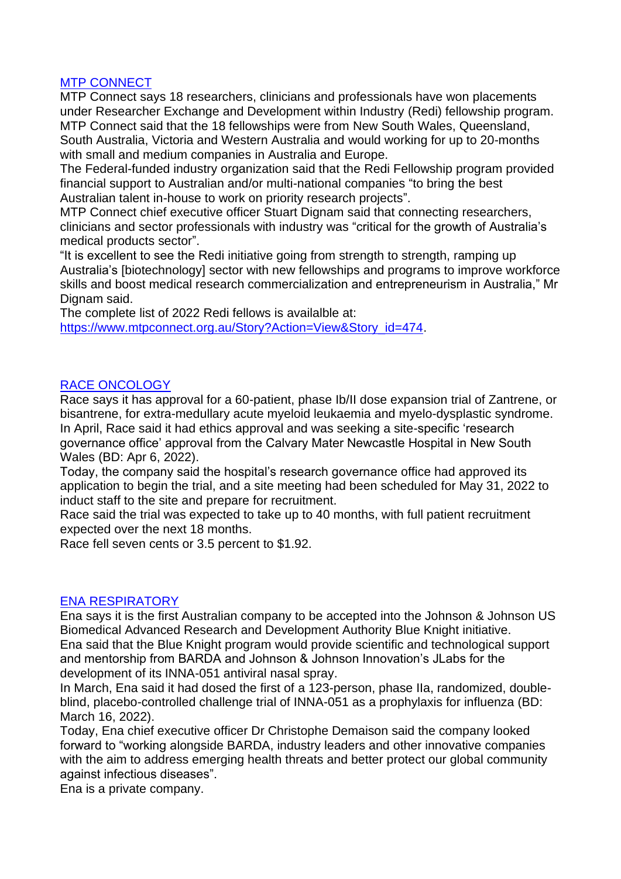## [MTP CONNECT]

MTP Connect says 18 researchers, clinicians and professionals have won placements under Researcher Exchange and Development within Industry (Redi) fellowship program.

MTP Connect said that the 18 fellowships were from New South Wales, Queensland, South Australia, Victoria and Western Australia and would working for up to 20-months with small and medium companies in Australia and Europe.

The Federal-funded industry organization said that the Redi Fellowship program provided financial support to Australian and/or multi-national companies "to bring the best Australian talent in-house to work on priority research projects".

MTP Connect chief executive officer Stuart Dignam said that connecting researchers, clinicians and sector professionals with industry was "critical for the growth of Australia's medical products sector".

"It is excellent to see the Redi initiative going from strength to strength, ramping up Australia's [biotechnology] sector with new fellowships and programs to improve workforce skills and boost medical research commercialization and entrepreneurism in Australia," Mr Dignam said.

The complete list of 2022 Redi fellows is availalble at: https://www.mtpconnect.org.au/Story?Action=View&Story_id=474.

## [RACE ONCOLOGY]

Race says it has approval for a 60-patient, phase Ib/II dose expansion trial of Zantrene, or bisantrene, for extra-medullary acute myeloid leukaemia and myelo-dysplastic syndrome.

In April, Race said it had ethics approval and was seeking a site-specific 'research governance office' approval from the Calvary Mater Newcastle Hospital in New South Wales (BD: Apr 6, 2022).

Today, the company said the hospital's research governance office had approved its application to begin the trial, and a site meeting had been scheduled for May 31, 2022 to induct staff to the site and prepare for recruitment.

Race said the trial was expected to take up to 40 months, with full patient recruitment expected over the next 18 months.

Race fell seven cents or 3.5 percent to $1.92.

## [ENA RESPIRATORY]

Ena says it is the first Australian company to be accepted into the Johnson & Johnson US Biomedical Advanced Research and Development Authority Blue Knight initiative.

Ena said that the Blue Knight program would provide scientific and technological support and mentorship from BARDA and Johnson & Johnson Innovation's JLabs for the development of its INNA-051 antiviral nasal spray.

In March, Ena said it had dosed the first of a 123-person, phase IIa, randomized, double-blind, placebo-controlled challenge trial of INNA-051 as a prophylaxis for influenza (BD: March 16, 2022).

Today, Ena chief executive officer Dr Christophe Demaison said the company looked forward to "working alongside BARDA, industry leaders and other innovative companies with the aim to address emerging health threats and better protect our global community against infectious diseases".

Ena is a private company.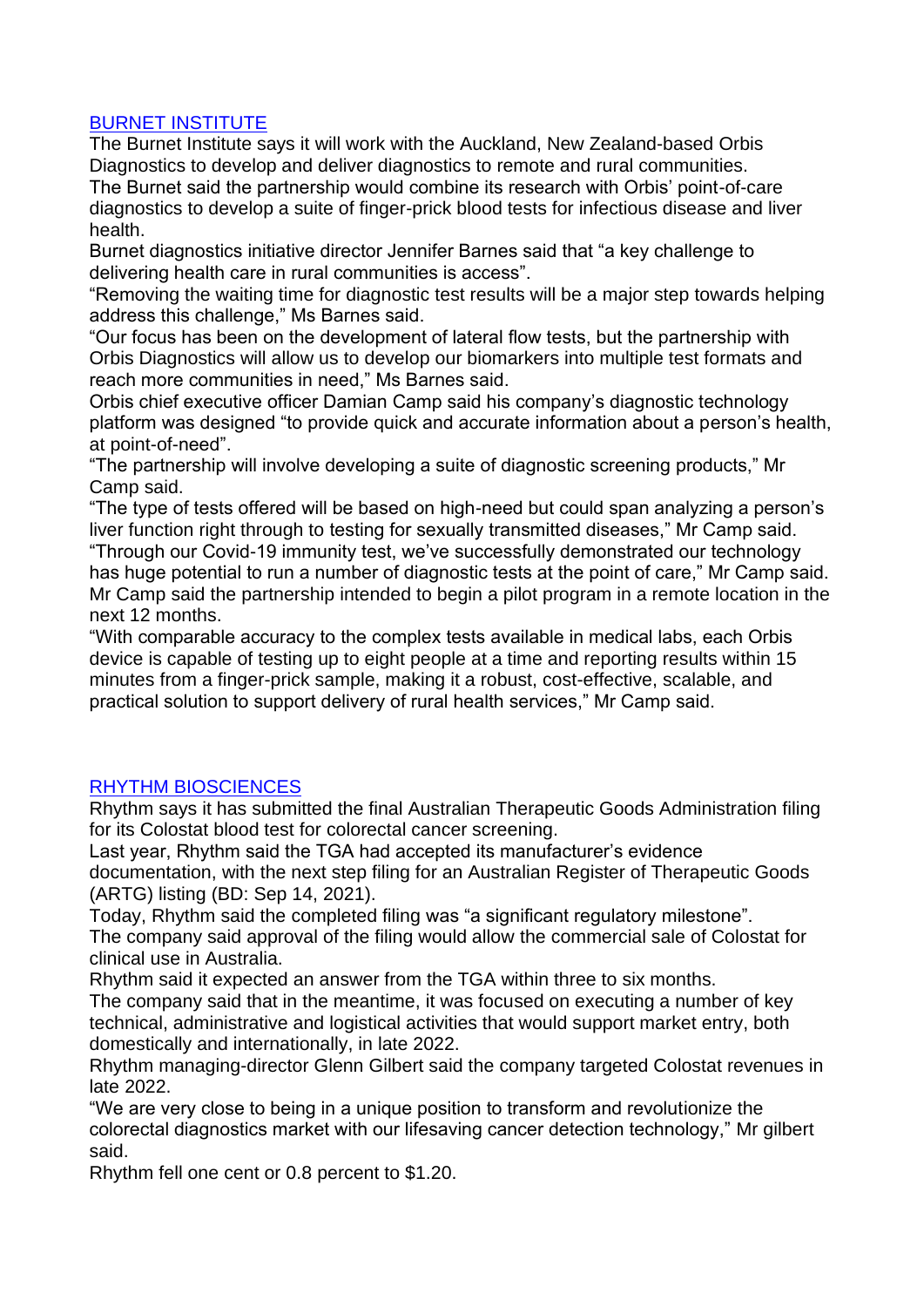[BURNET INSTITUTE]

The Burnet Institute says it will work with the Auckland, New Zealand-based Orbis Diagnostics to develop and deliver diagnostics to remote and rural communities.

The Burnet said the partnership would combine its research with Orbis' point-of-care diagnostics to develop a suite of finger-prick blood tests for infectious disease and liver health.

Burnet diagnostics initiative director Jennifer Barnes said that "a key challenge to delivering health care in rural communities is access".

"Removing the waiting time for diagnostic test results will be a major step towards helping address this challenge," Ms Barnes said.

"Our focus has been on the development of lateral flow tests, but the partnership with Orbis Diagnostics will allow us to develop our biomarkers into multiple test formats and reach more communities in need," Ms Barnes said.

Orbis chief executive officer Damian Camp said his company's diagnostic technology platform was designed "to provide quick and accurate information about a person's health, at point-of-need".

"The partnership will involve developing a suite of diagnostic screening products," Mr Camp said.

"The type of tests offered will be based on high-need but could span analyzing a person's liver function right through to testing for sexually transmitted diseases," Mr Camp said.

"Through our Covid-19 immunity test, we've successfully demonstrated our technology has huge potential to run a number of diagnostic tests at the point of care," Mr Camp said.

Mr Camp said the partnership intended to begin a pilot program in a remote location in the next 12 months.

"With comparable accuracy to the complex tests available in medical labs, each Orbis device is capable of testing up to eight people at a time and reporting results within 15 minutes from a finger-prick sample, making it a robust, cost-effective, scalable, and practical solution to support delivery of rural health services," Mr Camp said.

[RHYTHM BIOSCIENCES]

Rhythm says it has submitted the final Australian Therapeutic Goods Administration filing for its Colostat blood test for colorectal cancer screening.

Last year, Rhythm said the TGA had accepted its manufacturer's evidence documentation, with the next step filing for an Australian Register of Therapeutic Goods (ARTG) listing (BD: Sep 14, 2021).

Today, Rhythm said the completed filing was "a significant regulatory milestone".

The company said approval of the filing would allow the commercial sale of Colostat for clinical use in Australia.

Rhythm said it expected an answer from the TGA within three to six months.

The company said that in the meantime, it was focused on executing a number of key technical, administrative and logistical activities that would support market entry, both domestically and internationally, in late 2022.

Rhythm managing-director Glenn Gilbert said the company targeted Colostat revenues in late 2022.

"We are very close to being in a unique position to transform and revolutionize the colorectal diagnostics market with our lifesaving cancer detection technology," Mr gilbert said.

Rhythm fell one cent or 0.8 percent to $1.20.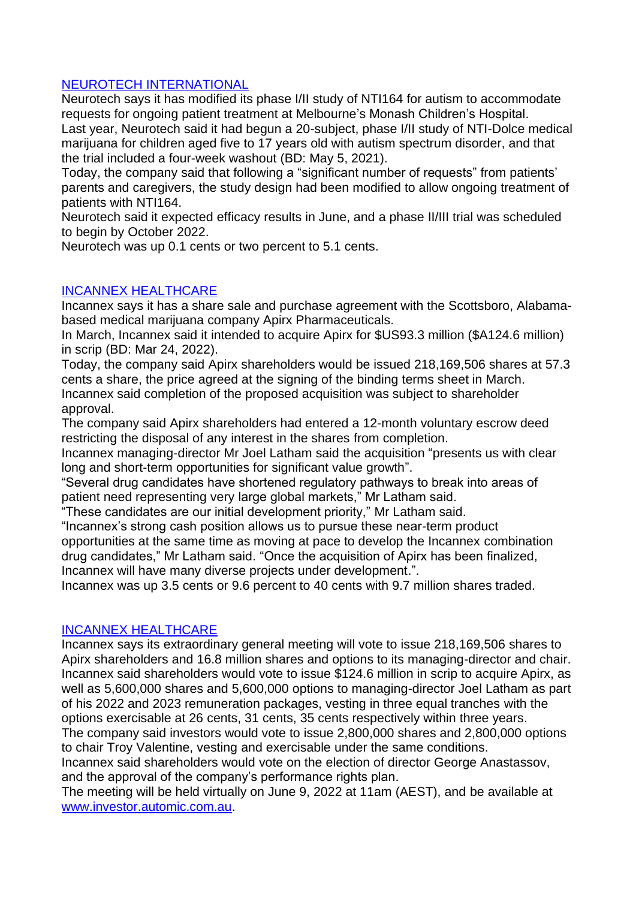[NEUROTECH INTERNATIONAL]

Neurotech says it has modified its phase I/II study of NTI164 for autism to accommodate requests for ongoing patient treatment at Melbourne's Monash Children's Hospital.

Last year, Neurotech said it had begun a 20-subject, phase I/II study of NTI-Dolce medical marijuana for children aged five to 17 years old with autism spectrum disorder, and that the trial included a four-week washout (BD: May 5, 2021).

Today, the company said that following a "significant number of requests" from patients' parents and caregivers, the study design had been modified to allow ongoing treatment of patients with NTI164.

Neurotech said it expected efficacy results in June, and a phase II/III trial was scheduled to begin by October 2022.

Neurotech was up 0.1 cents or two percent to 5.1 cents.

[INCANNEX HEALTHCARE]

Incannex says it has a share sale and purchase agreement with the Scottsboro, Alabama-based medical marijuana company Apirx Pharmaceuticals.

In March, Incannex said it intended to acquire Apirx for $US93.3 million ($A124.6 million) in scrip (BD: Mar 24, 2022).

Today, the company said Apirx shareholders would be issued 218,169,506 shares at 57.3 cents a share, the price agreed at the signing of the binding terms sheet in March.

Incannex said completion of the proposed acquisition was subject to shareholder approval.

The company said Apirx shareholders had entered a 12-month voluntary escrow deed restricting the disposal of any interest in the shares from completion.

Incannex managing-director Mr Joel Latham said the acquisition "presents us with clear long and short-term opportunities for significant value growth".

"Several drug candidates have shortened regulatory pathways to break into areas of patient need representing very large global markets," Mr Latham said.

"These candidates are our initial development priority," Mr Latham said.

"Incannex's strong cash position allows us to pursue these near-term product opportunities at the same time as moving at pace to develop the Incannex combination drug candidates," Mr Latham said. "Once the acquisition of Apirx has been finalized, Incannex will have many diverse projects under development.".

Incannex was up 3.5 cents or 9.6 percent to 40 cents with 9.7 million shares traded.

[INCANNEX HEALTHCARE]

Incannex says its extraordinary general meeting will vote to issue 218,169,506 shares to Apirx shareholders and 16.8 million shares and options to its managing-director and chair.

Incannex said shareholders would vote to issue $124.6 million in scrip to acquire Apirx, as well as 5,600,000 shares and 5,600,000 options to managing-director Joel Latham as part of his 2022 and 2023 remuneration packages, vesting in three equal tranches with the options exercisable at 26 cents, 31 cents, 35 cents respectively within three years.

The company said investors would vote to issue 2,800,000 shares and 2,800,000 options to chair Troy Valentine, vesting and exercisable under the same conditions.

Incannex said shareholders would vote on the election of director George Anastassov, and the approval of the company's performance rights plan.

The meeting will be held virtually on June 9, 2022 at 11am (AEST), and be available at www.investor.automic.com.au.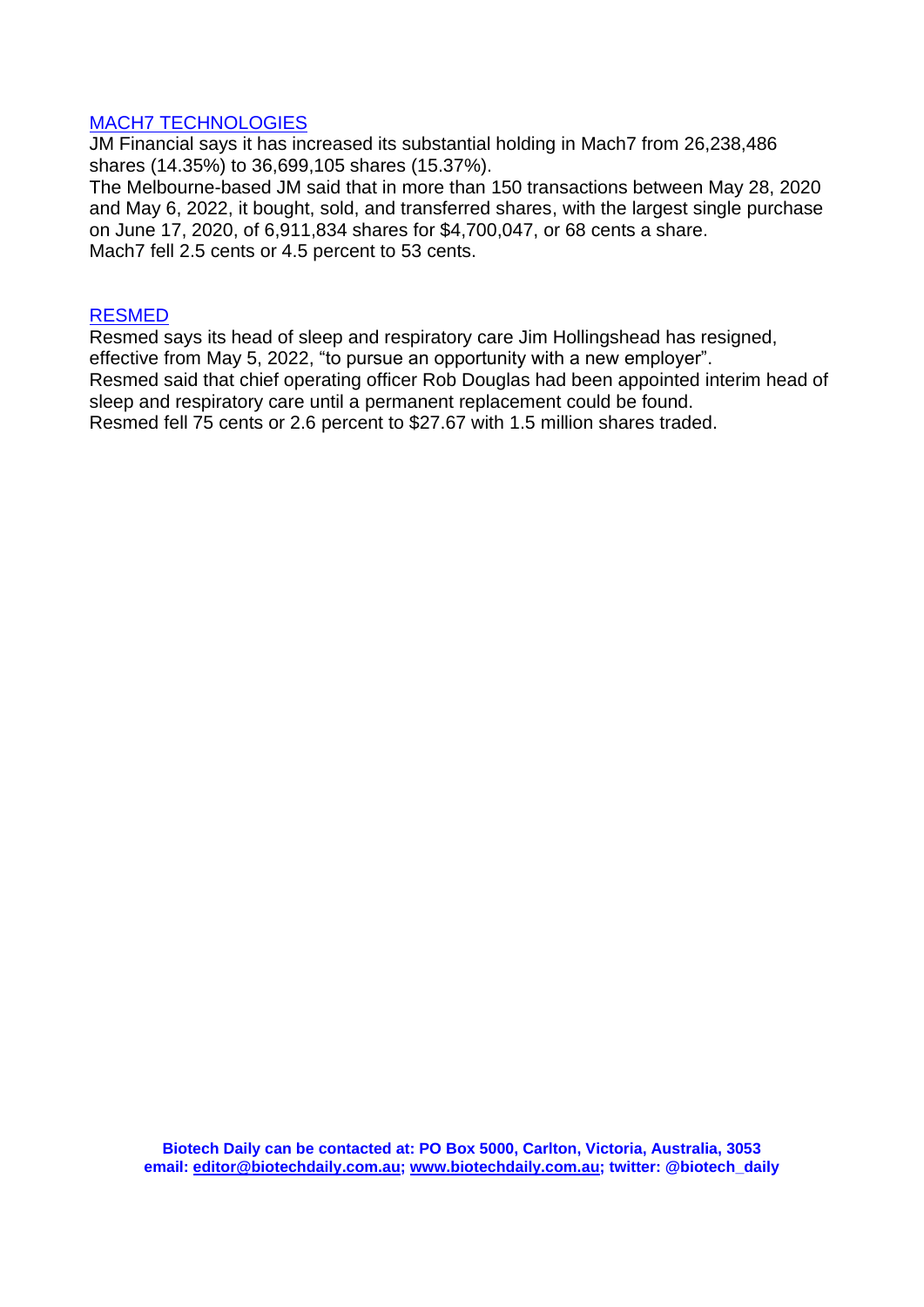## MACH7 TECHNOLOGIES

JM Financial says it has increased its substantial holding in Mach7 from 26,238,486 shares (14.35%) to 36,699,105 shares (15.37%).

The Melbourne-based JM said that in more than 150 transactions between May 28, 2020 and May 6, 2022, it bought, sold, and transferred shares, with the largest single purchase on June 17, 2020, of 6,911,834 shares for $4,700,047, or 68 cents a share.

Mach7 fell 2.5 cents or 4.5 percent to 53 cents.

## RESMED

Resmed says its head of sleep and respiratory care Jim Hollingshead has resigned, effective from May 5, 2022, "to pursue an opportunity with a new employer".

Resmed said that chief operating officer Rob Douglas had been appointed interim head of sleep and respiratory care until a permanent replacement could be found.

Resmed fell 75 cents or 2.6 percent to $27.67 with 1.5 million shares traded.

**Biotech Daily can be contacted at: PO Box 5000, Carlton, Victoria, Australia, 3053**
**email: editor@biotechdaily.com.au; www.biotechdaily.com.au; twitter: @biotech_daily**